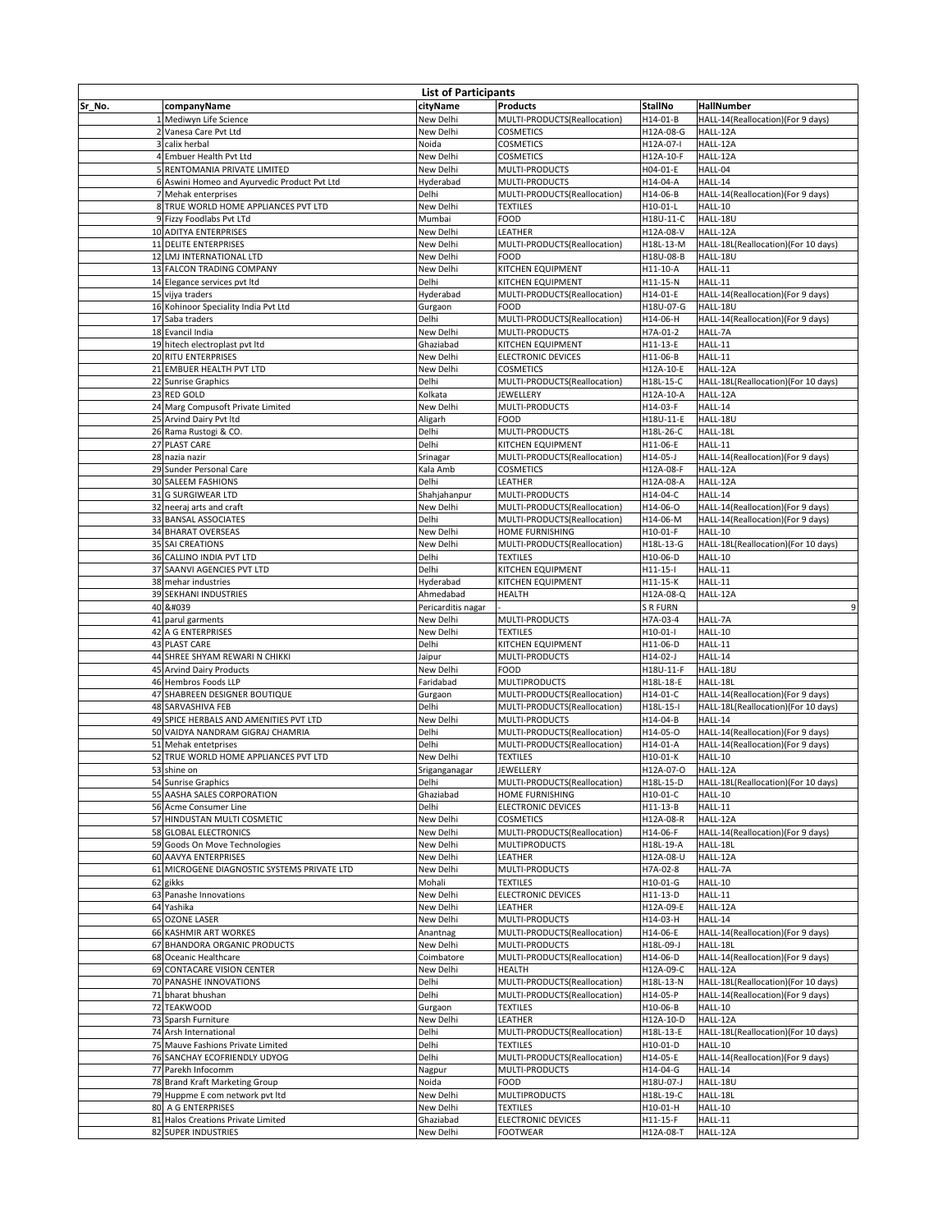# List of Participants

| Sr_No. | companyName | cityName | Products | StallNo | HallNumber |
|---|---|---|---|---|---|
| 1 | Mediwyn Life Science | New Delhi | MULTI-PRODUCTS(Reallocation) | H14-01-B | HALL-14(Reallocation)(For 9 days) |
| 2 | Vanesa Care Pvt Ltd | New Delhi | COSMETICS | H12A-08-G | HALL-12A |
| 3 | calix herbal | Noida | COSMETICS | H12A-07-I | HALL-12A |
| 4 | Embuer Health Pvt Ltd | New Delhi | COSMETICS | H12A-10-F | HALL-12A |
| 5 | RENTOMANIA PRIVATE LIMITED | New Delhi | MULTI-PRODUCTS | H04-01-E | HALL-04 |
| 6 | Aswini Homeo and Ayurvedic Product Pvt Ltd | Hyderabad | MULTI-PRODUCTS | H14-04-A | HALL-14 |
| 7 | Mehak enterprises | Delhi | MULTI-PRODUCTS(Reallocation) | H14-06-B | HALL-14(Reallocation)(For 9 days) |
| 8 | TRUE WORLD HOME APPLIANCES PVT LTD | New Delhi | TEXTILES | H10-01-L | HALL-10 |
| 9 | Fizzy Foodlabs Pvt LTd | Mumbai | FOOD | H18U-11-C | HALL-18U |
| 10 | ADITYA ENTERPRISES | New Delhi | LEATHER | H12A-08-V | HALL-12A |
| 11 | DELITE ENTERPRISES | New Delhi | MULTI-PRODUCTS(Reallocation) | H18L-13-M | HALL-18L(Reallocation)(For 10 days) |
| 12 | LMJ INTERNATIONAL LTD | New Delhi | FOOD | H18U-08-B | HALL-18U |
| 13 | FALCON TRADING COMPANY | New Delhi | KITCHEN EQUIPMENT | H11-10-A | HALL-11 |
| 14 | Elegance services pvt ltd | Delhi | KITCHEN EQUIPMENT | H11-15-N | HALL-11 |
| 15 | vijya traders | Hyderabad | MULTI-PRODUCTS(Reallocation) | H14-01-E | HALL-14(Reallocation)(For 9 days) |
| 16 | Kohinoor Speciality India Pvt Ltd | Gurgaon | FOOD | H18U-07-G | HALL-18U |
| 17 | Saba traders | Delhi | MULTI-PRODUCTS(Reallocation) | H14-06-H | HALL-14(Reallocation)(For 9 days) |
| 18 | Evancil India | New Delhi | MULTI-PRODUCTS | H7A-01-2 | HALL-7A |
| 19 | hitech electroplast pvt ltd | Ghaziabad | KITCHEN EQUIPMENT | H11-13-E | HALL-11 |
| 20 | RITU ENTERPRISES | New Delhi | ELECTRONIC DEVICES | H11-06-B | HALL-11 |
| 21 | EMBUER HEALTH PVT LTD | New Delhi | COSMETICS | H12A-10-E | HALL-12A |
| 22 | Sunrise Graphics | Delhi | MULTI-PRODUCTS(Reallocation) | H18L-15-C | HALL-18L(Reallocation)(For 10 days) |
| 23 | RED GOLD | Kolkata | JEWELLERY | H12A-10-A | HALL-12A |
| 24 | Marg Compusoft Private Limited | New Delhi | MULTI-PRODUCTS | H14-03-F | HALL-14 |
| 25 | Arvind Dairy Pvt ltd | Aligarh | FOOD | H18U-11-E | HALL-18U |
| 26 | Rama Rustogi & CO. | Delhi | MULTI-PRODUCTS | H18L-26-C | HALL-18L |
| 27 | PLAST CARE | Delhi | KITCHEN EQUIPMENT | H11-06-E | HALL-11 |
| 28 | nazia nazir | Srinagar | MULTI-PRODUCTS(Reallocation) | H14-05-J | HALL-14(Reallocation)(For 9 days) |
| 29 | Sunder Personal Care | Kala Amb | COSMETICS | H12A-08-F | HALL-12A |
| 30 | SALEEM FASHIONS | Delhi | LEATHER | H12A-08-A | HALL-12A |
| 31 | G SURGIWEAR LTD | Shahjahanpur | MULTI-PRODUCTS | H14-04-C | HALL-14 |
| 32 | neeraj arts and craft | New Delhi | MULTI-PRODUCTS(Reallocation) | H14-06-O | HALL-14(Reallocation)(For 9 days) |
| 33 | BANSAL ASSOCIATES | Delhi | MULTI-PRODUCTS(Reallocation) | H14-06-M | HALL-14(Reallocation)(For 9 days) |
| 34 | BHARAT OVERSEAS | New Delhi | HOME FURNISHING | H10-01-F | HALL-10 |
| 35 | SAI CREATIONS | New Delhi | MULTI-PRODUCTS(Reallocation) | H18L-13-G | HALL-18L(Reallocation)(For 10 days) |
| 36 | CALLINO INDIA PVT LTD | Delhi | TEXTILES | H10-06-D | HALL-10 |
| 37 | SAANVI AGENCIES PVT LTD | Delhi | KITCHEN EQUIPMENT | H11-15-I | HALL-11 |
| 38 | mehar industries | Hyderabad | KITCHEN EQUIPMENT | H11-15-K | HALL-11 |
| 39 | SEKHANI INDUSTRIES | Ahmedabad | HEALTH | H12A-08-Q | HALL-12A |
| 40 | &#039 | Pericarditis nagar | - | S R FURN | 9 |
| 41 | parul garments | New Delhi | MULTI-PRODUCTS | H7A-03-4 | HALL-7A |
| 42 | A G ENTERPRISES | New Delhi | TEXTILES | H10-01-I | HALL-10 |
| 43 | PLAST CARE | Delhi | KITCHEN EQUIPMENT | H11-06-D | HALL-11 |
| 44 | SHREE SHYAM REWARI N CHIKKI | Jaipur | MULTI-PRODUCTS | H14-02-J | HALL-14 |
| 45 | Arvind Dairy Products | New Delhi | FOOD | H18U-11-F | HALL-18U |
| 46 | Hembros Foods LLP | Faridabad | MULTIPRODUCTS | H18L-18-E | HALL-18L |
| 47 | SHABREEN DESIGNER BOUTIQUE | Gurgaon | MULTI-PRODUCTS(Reallocation) | H14-01-C | HALL-14(Reallocation)(For 9 days) |
| 48 | SARVASHIVA FEB | Delhi | MULTI-PRODUCTS(Reallocation) | H18L-15-I | HALL-18L(Reallocation)(For 10 days) |
| 49 | SPICE HERBALS AND AMENITIES PVT LTD | New Delhi | MULTI-PRODUCTS | H14-04-B | HALL-14 |
| 50 | VAIDYA NANDRAM GIGRAJ CHAMRIA | Delhi | MULTI-PRODUCTS(Reallocation) | H14-05-O | HALL-14(Reallocation)(For 9 days) |
| 51 | Mehak entetprises | Delhi | MULTI-PRODUCTS(Reallocation) | H14-01-A | HALL-14(Reallocation)(For 9 days) |
| 52 | TRUE WORLD HOME APPLIANCES PVT LTD | New Delhi | TEXTILES | H10-01-K | HALL-10 |
| 53 | shine on | Sriganganagar | JEWELLERY | H12A-07-O | HALL-12A |
| 54 | Sunrise Graphics | Delhi | MULTI-PRODUCTS(Reallocation) | H18L-15-D | HALL-18L(Reallocation)(For 10 days) |
| 55 | AASHA SALES CORPORATION | Ghaziabad | HOME FURNISHING | H10-01-C | HALL-10 |
| 56 | Acme Consumer Line | Delhi | ELECTRONIC DEVICES | H11-13-B | HALL-11 |
| 57 | HINDUSTAN MULTI COSMETIC | New Delhi | COSMETICS | H12A-08-R | HALL-12A |
| 58 | GLOBAL ELECTRONICS | New Delhi | MULTI-PRODUCTS(Reallocation) | H14-06-F | HALL-14(Reallocation)(For 9 days) |
| 59 | Goods On Move Technologies | New Delhi | MULTIPRODUCTS | H18L-19-A | HALL-18L |
| 60 | AAVYA ENTERPRISES | New Delhi | LEATHER | H12A-08-U | HALL-12A |
| 61 | MICROGENE DIAGNOSTIC SYSTEMS PRIVATE LTD | New Delhi | MULTI-PRODUCTS | H7A-02-8 | HALL-7A |
| 62 | gikks | Mohali | TEXTILES | H10-01-G | HALL-10 |
| 63 | Panashe Innovations | New Delhi | ELECTRONIC DEVICES | H11-13-D | HALL-11 |
| 64 | Yashika | New Delhi | LEATHER | H12A-09-E | HALL-12A |
| 65 | OZONE LASER | New Delhi | MULTI-PRODUCTS | H14-03-H | HALL-14 |
| 66 | KASHMIR ART WORKES | Anantnag | MULTI-PRODUCTS(Reallocation) | H14-06-E | HALL-14(Reallocation)(For 9 days) |
| 67 | BHANDORA ORGANIC PRODUCTS | New Delhi | MULTI-PRODUCTS | H18L-09-J | HALL-18L |
| 68 | Oceanic Healthcare | Coimbatore | MULTI-PRODUCTS(Reallocation) | H14-06-D | HALL-14(Reallocation)(For 9 days) |
| 69 | CONTACARE VISION CENTER | New Delhi | HEALTH | H12A-09-C | HALL-12A |
| 70 | PANASHE INNOVATIONS | Delhi | MULTI-PRODUCTS(Reallocation) | H18L-13-N | HALL-18L(Reallocation)(For 10 days) |
| 71 | bharat bhushan | Delhi | MULTI-PRODUCTS(Reallocation) | H14-05-P | HALL-14(Reallocation)(For 9 days) |
| 72 | TEAKWOOD | Gurgaon | TEXTILES | H10-06-B | HALL-10 |
| 73 | Sparsh Furniture | New Delhi | LEATHER | H12A-10-D | HALL-12A |
| 74 | Arsh International | Delhi | MULTI-PRODUCTS(Reallocation) | H18L-13-E | HALL-18L(Reallocation)(For 10 days) |
| 75 | Mauve Fashions Private Limited | Delhi | TEXTILES | H10-01-D | HALL-10 |
| 76 | SANCHAY ECOFRIENDLY UDYOG | Delhi | MULTI-PRODUCTS(Reallocation) | H14-05-E | HALL-14(Reallocation)(For 9 days) |
| 77 | Parekh Infocomm | Nagpur | MULTI-PRODUCTS | H14-04-G | HALL-14 |
| 78 | Brand Kraft Marketing Group | Noida | FOOD | H18U-07-J | HALL-18U |
| 79 | Huppme E com network pvt ltd | New Delhi | MULTIPRODUCTS | H18L-19-C | HALL-18L |
| 80 | A G ENTERPRISES | New Delhi | TEXTILES | H10-01-H | HALL-10 |
| 81 | Halos Creations Private Limited | Ghaziabad | ELECTRONIC DEVICES | H11-15-F | HALL-11 |
| 82 | SUPER INDUSTRIES | New Delhi | FOOTWEAR | H12A-08-T | HALL-12A |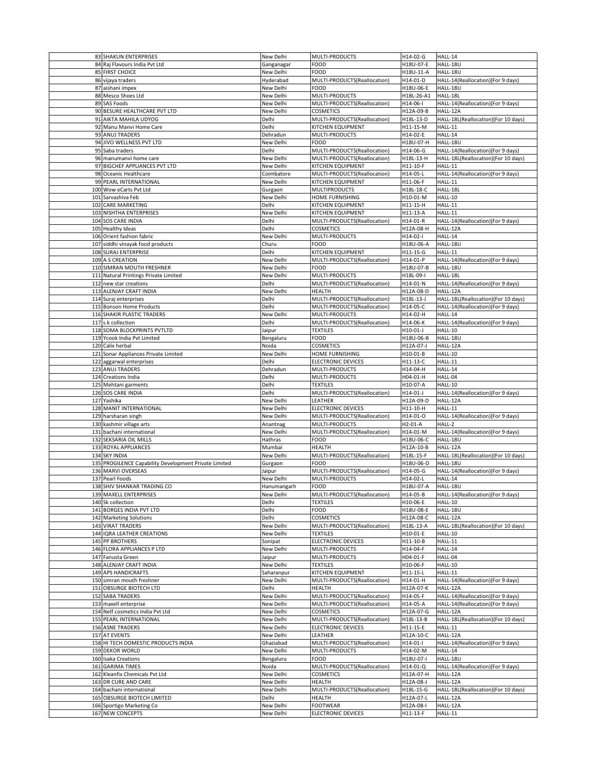| | | | | | |
|---|---|---|---|---|---|
| 83 | SHAKUN ENTERPRISES | New Delhi | MULTI-PRODUCTS | H14-02-G | HALL-14 |
| 84 | Raj Flavours India Pvt Ltd | Ganganagar | FOOD | H18U-07-E | HALL-18U |
| 85 | FIRST CHOICE | New Delhi | FOOD | H18U-11-A | HALL-18U |
| 86 | vijaya traders | Hyderabad | MULTI-PRODUCTS(Reallocation) | H14-01-D | HALL-14(Reallocation)(For 9 days) |
| 87 | aishani impex | New Delhi | FOOD | H18U-06-E | HALL-18U |
| 88 | Mesco Shoes Ltd | New Delhi | MULTI-PRODUCTS | H18L-26-A1 | HALL-18L |
| 89 | SAS Foods | New Delhi | MULTI-PRODUCTS(Reallocation) | H14-06-I | HALL-14(Reallocation)(For 9 days) |
| 90 | BESURE HEALTHCARE PVT LTD | New Delhi | COSMETICS | H12A-09-B | HALL-12A |
| 91 | AIKTA MAHILA UDYOG | Delhi | MULTI-PRODUCTS(Reallocation) | H18L-13-D | HALL-18L(Reallocation)(For 10 days) |
| 92 | Manu Manvi Home Care | Delhi | KITCHEN EQUIPMENT | H11-15-M | HALL-11 |
| 93 | ANUJ TRADERS | Dehradun | MULTI-PRODUCTS | H14-02-E | HALL-14 |
| 94 | JIVO WELLNESS PVT LTD | New Delhi | FOOD | H18U-07-H | HALL-18U |
| 95 | Saba traders | Delhi | MULTI-PRODUCTS(Reallocation) | H14-06-G | HALL-14(Reallocation)(For 9 days) |
| 96 | manumanvi home care | New Delhi | MULTI-PRODUCTS(Reallocation) | H18L-13-H | HALL-18L(Reallocation)(For 10 days) |
| 97 | BIGCHEF APPLIANCES PVT LTD | New Delhi | KITCHEN EQUIPMENT | H11-10-F | HALL-11 |
| 98 | Oceanic Healthcare | Coimbatore | MULTI-PRODUCTS(Reallocation) | H14-05-L | HALL-14(Reallocation)(For 9 days) |
| 99 | PEARL INTERNATIONAL | New Delhi | KITCHEN EQUIPMENT | H11-06-F | HALL-11 |
| 100 | Wow eCarts Pvt Ltd | Gurgaon | MULTIPRODUCTS | H18L-18-C | HALL-18L |
| 101 | Sarvashiva Feb | New Delhi | HOME FURNISHING | H10-01-M | HALL-10 |
| 102 | CARE MARKETING | Delhi | KITCHEN EQUIPMENT | H11-15-H | HALL-11 |
| 103 | NISHTHA ENTERPRISES | New Delhi | KITCHEN EQUIPMENT | H11-13-A | HALL-11 |
| 104 | SOS CARE INDIA | Delhi | MULTI-PRODUCTS(Reallocation) | H14-01-R | HALL-14(Reallocation)(For 9 days) |
| 105 | Healthy Ideas | Delhi | COSMETICS | H12A-08-H | HALL-12A |
| 106 | Orient fashion fabric | New Delhi | MULTI-PRODUCTS | H14-02-I | HALL-14 |
| 107 | siddhi vinayak food products | Churu | FOOD | H18U-06-A | HALL-18U |
| 108 | SURAJ ENTERPRISE | Delhi | KITCHEN EQUIPMENT | H11-15-G | HALL-11 |
| 109 | A S CREATION | New Delhi | MULTI-PRODUCTS(Reallocation) | H14-01-P | HALL-14(Reallocation)(For 9 days) |
| 110 | SIMRAN MOUTH FRESHNER | New Delhi | FOOD | H18U-07-B | HALL-18U |
| 111 | Natural Printings Private Limited | New Delhi | MULTI-PRODUCTS | H18L-09-I | HALL-18L |
| 112 | new star creations | Delhi | MULTI-PRODUCTS(Reallocation) | H14-01-N | HALL-14(Reallocation)(For 9 days) |
| 113 | ALENJAY CRAFT INDIA | New Delhi | HEALTH | H12A-08-D | HALL-12A |
| 114 | Suraj enterprises | Delhi | MULTI-PRODUCTS(Reallocation) | H18L-13-J | HALL-18L(Reallocation)(For 10 days) |
| 115 | Bonson Home Products | Delhi | MULTI-PRODUCTS(Reallocation) | H14-05-C | HALL-14(Reallocation)(For 9 days) |
| 116 | SHAKIR PLASTIC TRADERS | New Delhi | MULTI-PRODUCTS | H14-02-H | HALL-14 |
| 117 | s.k collection | Delhi | MULTI-PRODUCTS(Reallocation) | H14-06-K | HALL-14(Reallocation)(For 9 days) |
| 118 | SOMA BLOCKPRINTS PVTLTD | Jaipur | TEXTILES | H10-01-J | HALL-10 |
| 119 | Ycook India Pvt Limited | Bengaluru | FOOD | H18U-06-B | HALL-18U |
| 120 | Calix herbal | Noida | COSMETICS | H12A-07-J | HALL-12A |
| 121 | Sonar Appliances Private Limited | New Delhi | HOME FURNISHING | H10-01-B | HALL-10 |
| 122 | aggarwal enterprises | Delhi | ELECTRONIC DEVICES | H11-13-C | HALL-11 |
| 123 | ANUJ TRADERS | Dehradun | MULTI-PRODUCTS | H14-04-H | HALL-14 |
| 124 | Creations India | Delhi | MULTI-PRODUCTS | H04-01-H | HALL-04 |
| 125 | Mehtani garments | Delhi | TEXTILES | H10-07-A | HALL-10 |
| 126 | SOS CARE INDIA | Delhi | MULTI-PRODUCTS(Reallocation) | H14-01-J | HALL-14(Reallocation)(For 9 days) |
| 127 | Yashika | New Delhi | LEATHER | H12A-09-D | HALL-12A |
| 128 | MANIT INTERNATIONAL | New Delhi | ELECTRONIC DEVICES | H11-10-H | HALL-11 |
| 129 | harsharan singh | New Delhi | MULTI-PRODUCTS(Reallocation) | H14-01-O | HALL-14(Reallocation)(For 9 days) |
| 130 | kashmir village arts | Anantnag | MULTI-PRODUCTS | H2-01-A | HALL-2 |
| 131 | bachani international | New Delhi | MULTI-PRODUCTS(Reallocation) | H14-01-M | HALL-14(Reallocation)(For 9 days) |
| 132 | SEKSARIA OIL MILLS | Hathras | FOOD | H18U-06-C | HALL-18U |
| 133 | ROYAL APPLIANCES | Mumbai | HEALTH | H12A-10-B | HALL-12A |
| 134 | SKY INDIA | New Delhi | MULTI-PRODUCTS(Reallocation) | H18L-15-F | HALL-18L(Reallocation)(For 10 days) |
| 135 | PROGILENCE Capability Development Private Limited | Gurgaon | FOOD | H18U-06-D | HALL-18U |
| 136 | MARVI OVERSEAS | Jaipur | MULTI-PRODUCTS(Reallocation) | H14-05-G | HALL-14(Reallocation)(For 9 days) |
| 137 | Pearl Foods | New Delhi | MULTI-PRODUCTS | H14-02-L | HALL-14 |
| 138 | SHIV SHANKAR TRADING CO | Hanumangarh | FOOD | H18U-07-A | HALL-18U |
| 139 | MAXELL ENTERPRISES | New Delhi | MULTI-PRODUCTS(Reallocation) | H14-05-B | HALL-14(Reallocation)(For 9 days) |
| 140 | Sk collection | Delhi | TEXTILES | H10-06-E | HALL-10 |
| 141 | BORGES INDIA PVT LTD | Delhi | FOOD | H18U-08-E | HALL-18U |
| 142 | Marketing Solutions | Delhi | COSMETICS | H12A-08-C | HALL-12A |
| 143 | VIRAT TRADERS | New Delhi | MULTI-PRODUCTS(Reallocation) | H18L-13-A | HALL-18L(Reallocation)(For 10 days) |
| 144 | IQRA LEATHER CREATIONS | New Delhi | TEXTILES | H10-01-E | HALL-10 |
| 145 | PP BROTHERS | Sonipat | ELECTRONIC DEVICES | H11-10-B | HALL-11 |
| 146 | FLORA APPLIANCES P LTD | New Delhi | MULTI-PRODUCTS | H14-04-F | HALL-14 |
| 147 | Fanusta Green | Jaipur | MULTI-PRODUCTS | H04-01-F | HALL-04 |
| 148 | ALENJAY CRAFT INDIA | New Delhi | TEXTILES | H10-06-F | HALL-10 |
| 149 | APS HANDICRAFTS | Saharanpur | KITCHEN EQUIPMENT | H11-15-L | HALL-11 |
| 150 | simran mouth freshner | New Delhi | MULTI-PRODUCTS(Reallocation) | H14-01-H | HALL-14(Reallocation)(For 9 days) |
| 151 | OBSURGE BIOTECH LTD | Delhi | HEALTH | H12A-07-K | HALL-12A |
| 152 | SABA TRADERS | New Delhi | MULTI-PRODUCTS(Reallocation) | H14-05-F | HALL-14(Reallocation)(For 9 days) |
| 153 | maxell enterprise | New Delhi | MULTI-PRODUCTS(Reallocation) | H14-05-A | HALL-14(Reallocation)(For 9 days) |
| 154 | Nelf cosmetics India Pvt Ltd | New Delhi | COSMETICS | H12A-07-G | HALL-12A |
| 155 | PEARL INTERNATIONAL | New Delhi | MULTI-PRODUCTS(Reallocation) | H18L-13-B | HALL-18L(Reallocation)(For 10 days) |
| 156 | ASNE TRADERS | New Delhi | ELECTRONIC DEVICES | H11-15-E | HALL-11 |
| 157 | AT EVENTS | New Delhi | LEATHER | H12A-10-C | HALL-12A |
| 158 | HI TECH DOMESTIC PRODUCTS INDIA | Ghaziabad | MULTI-PRODUCTS(Reallocation) | H14-01-I | HALL-14(Reallocation)(For 9 days) |
| 159 | DEKOR WORLD | New Delhi | MULTI-PRODUCTS | H14-02-M | HALL-14 |
| 160 | Isaka Creations | Bengaluru | FOOD | H18U-07-I | HALL-18U |
| 161 | GARIMA TIMES | Noida | MULTI-PRODUCTS(Reallocation) | H14-01-Q | HALL-14(Reallocation)(For 9 days) |
| 162 | Kleanfix Chemicals Pvt Ltd | New Delhi | COSMETICS | H12A-07-H | HALL-12A |
| 163 | DR CURE AND CARE | New Delhi | HEALTH | H12A-08-J | HALL-12A |
| 164 | bachani international | New Delhi | MULTI-PRODUCTS(Reallocation) | H18L-15-G | HALL-18L(Reallocation)(For 10 days) |
| 165 | OBSURGE BIOTECH LIMITED | Delhi | HEALTH | H12A-07-L | HALL-12A |
| 166 | Sportigo Marketing Co | New Delhi | FOOTWEAR | H12A-08-I | HALL-12A |
| 167 | NEW CONCEPTS | New Delhi | ELECTRONIC DEVICES | H11-13-F | HALL-11 |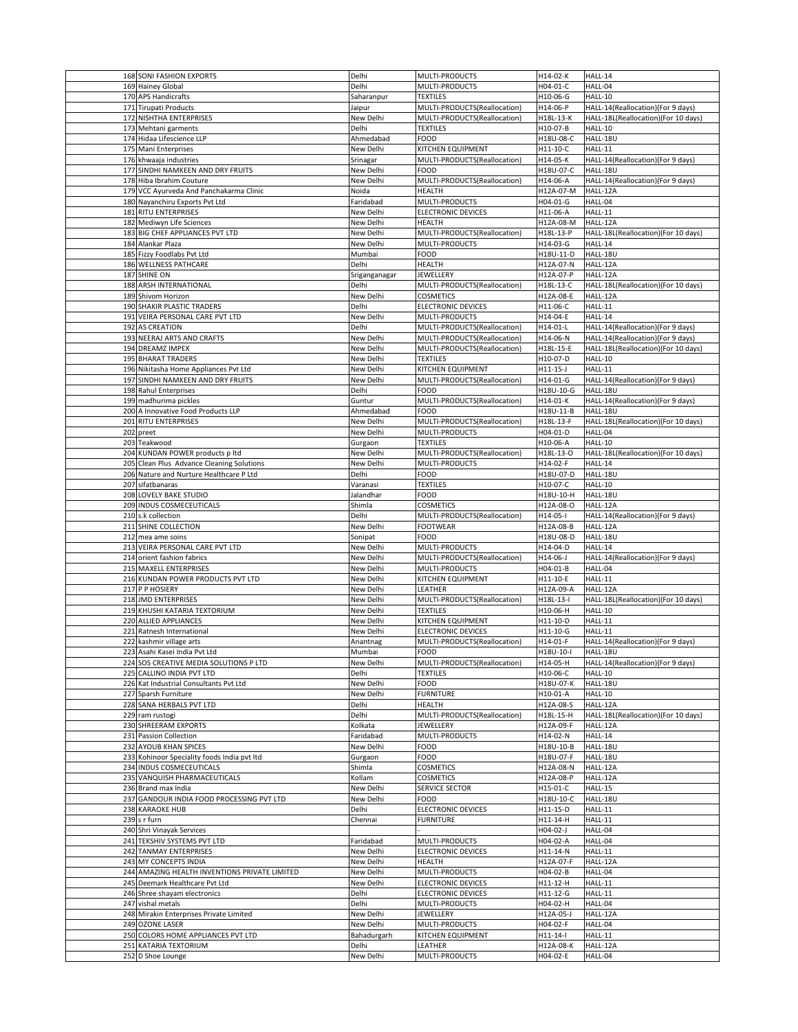| | | | | | |
|---|---|---|---|---|---|
| 168 | SONI FASHION EXPORTS | Delhi | MULTI-PRODUCTS | H14-02-K | HALL-14 |
| 169 | Hainey Global | Delhi | MULTI-PRODUCTS | H04-01-C | HALL-04 |
| 170 | APS Handicrafts | Saharanpur | TEXTILES | H10-06-G | HALL-10 |
| 171 | Tirupati Products | Jaipur | MULTI-PRODUCTS(Reallocation) | H14-06-P | HALL-14(Reallocation)(For 9 days) |
| 172 | NISHTHA ENTERPRISES | New Delhi | MULTI-PRODUCTS(Reallocation) | H18L-13-K | HALL-18L(Reallocation)(For 10 days) |
| 173 | Mehtani garments | Delhi | TEXTILES | H10-07-B | HALL-10 |
| 174 | Hidaa Lifescience LLP | Ahmedabad | FOOD | H18U-08-C | HALL-18U |
| 175 | Mani Enterprises | New Delhi | KITCHEN EQUIPMENT | H11-10-C | HALL-11 |
| 176 | khwaaja industries | Srinagar | MULTI-PRODUCTS(Reallocation) | H14-05-K | HALL-14(Reallocation)(For 9 days) |
| 177 | SINDHI NAMKEEN AND DRY FRUITS | New Delhi | FOOD | H18U-07-C | HALL-18U |
| 178 | Hiba Ibrahim Couture | New Delhi | MULTI-PRODUCTS(Reallocation) | H14-06-A | HALL-14(Reallocation)(For 9 days) |
| 179 | VCC Ayurveda And Panchakarma Clinic | Noida | HEALTH | H12A-07-M | HALL-12A |
| 180 | Nayanchiru Exports Pvt Ltd | Faridabad | MULTI-PRODUCTS | H04-01-G | HALL-04 |
| 181 | RITU ENTERPRISES | New Delhi | ELECTRONIC DEVICES | H11-06-A | HALL-11 |
| 182 | Mediwyn Life Sciences | New Delhi | HEALTH | H12A-08-M | HALL-12A |
| 183 | BIG CHEF APPLIANCES PVT LTD | New Delhi | MULTI-PRODUCTS(Reallocation) | H18L-13-P | HALL-18L(Reallocation)(For 10 days) |
| 184 | Alankar Plaza | New Delhi | MULTI-PRODUCTS | H14-03-G | HALL-14 |
| 185 | Fizzy Foodlabs Pvt Ltd | Mumbai | FOOD | H18U-11-D | HALL-18U |
| 186 | WELLNESS PATHCARE | Delhi | HEALTH | H12A-07-N | HALL-12A |
| 187 | SHINE ON | Sriganganagar | JEWELLERY | H12A-07-P | HALL-12A |
| 188 | ARSH INTERNATIONAL | Delhi | MULTI-PRODUCTS(Reallocation) | H18L-13-C | HALL-18L(Reallocation)(For 10 days) |
| 189 | Shivom Horizon | New Delhi | COSMETICS | H12A-08-E | HALL-12A |
| 190 | SHAKIR PLASTIC TRADERS | Delhi | ELECTRONIC DEVICES | H11-06-C | HALL-11 |
| 191 | VEIRA PERSONAL CARE PVT LTD | New Delhi | MULTI-PRODUCTS | H14-04-E | HALL-14 |
| 192 | AS CREATION | Delhi | MULTI-PRODUCTS(Reallocation) | H14-01-L | HALL-14(Reallocation)(For 9 days) |
| 193 | NEERAJ ARTS AND CRAFTS | New Delhi | MULTI-PRODUCTS(Reallocation) | H14-06-N | HALL-14(Reallocation)(For 9 days) |
| 194 | DREAMZ IMPEX | New Delhi | MULTI-PRODUCTS(Reallocation) | H18L-15-E | HALL-18L(Reallocation)(For 10 days) |
| 195 | BHARAT TRADERS | New Delhi | TEXTILES | H10-07-D | HALL-10 |
| 196 | Nikitasha Home Appliances Pvt Ltd | New Delhi | KITCHEN EQUIPMENT | H11-15-J | HALL-11 |
| 197 | SINDHI NAMKEEN AND DRY FRUITS | New Delhi | MULTI-PRODUCTS(Reallocation) | H14-01-G | HALL-14(Reallocation)(For 9 days) |
| 198 | Rahul Enterprises | Delhi | FOOD | H18U-10-G | HALL-18U |
| 199 | madhurima pickles | Guntur | MULTI-PRODUCTS(Reallocation) | H14-01-K | HALL-14(Reallocation)(For 9 days) |
| 200 | A Innovative Food Products LLP | Ahmedabad | FOOD | H18U-11-B | HALL-18U |
| 201 | RITU ENTERPRISES | New Delhi | MULTI-PRODUCTS(Reallocation) | H18L-13-F | HALL-18L(Reallocation)(For 10 days) |
| 202 | preet | New Delhi | MULTI-PRODUCTS | H04-01-D | HALL-04 |
| 203 | Teakwood | Gurgaon | TEXTILES | H10-06-A | HALL-10 |
| 204 | KUNDAN POWER products p ltd | New Delhi | MULTI-PRODUCTS(Reallocation) | H18L-13-O | HALL-18L(Reallocation)(For 10 days) |
| 205 | Clean Plus Advance Cleaning Solutions | New Delhi | MULTI-PRODUCTS | H14-02-F | HALL-14 |
| 206 | Nature and Nurture Healthcare P Ltd | Delhi | FOOD | H18U-07-D | HALL-18U |
| 207 | sifatbanaras | Varanasi | TEXTILES | H10-07-C | HALL-10 |
| 208 | LOVELY BAKE STUDIO | Jalandhar | FOOD | H18U-10-H | HALL-18U |
| 209 | INDUS COSMECEUTICALS | Shimla | COSMETICS | H12A-08-O | HALL-12A |
| 210 | s.k collection | Delhi | MULTI-PRODUCTS(Reallocation) | H14-05-I | HALL-14(Reallocation)(For 9 days) |
| 211 | SHINE COLLECTION | New Delhi | FOOTWEAR | H12A-08-B | HALL-12A |
| 212 | mea ame soins | Sonipat | FOOD | H18U-08-D | HALL-18U |
| 213 | VEIRA PERSONAL CARE PVT LTD | New Delhi | MULTI-PRODUCTS | H14-04-D | HALL-14 |
| 214 | orient fashion fabrics | New Delhi | MULTI-PRODUCTS(Reallocation) | H14-06-J | HALL-14(Reallocation)(For 9 days) |
| 215 | MAXELL ENTERPRISES | New Delhi | MULTI-PRODUCTS | H04-01-B | HALL-04 |
| 216 | KUNDAN POWER PRODUCTS PVT LTD | New Delhi | KITCHEN EQUIPMENT | H11-10-E | HALL-11 |
| 217 | P P HOSIERY | New Delhi | LEATHER | H12A-09-A | HALL-12A |
| 218 | JMD ENTERPRISES | New Delhi | MULTI-PRODUCTS(Reallocation) | H18L-13-I | HALL-18L(Reallocation)(For 10 days) |
| 219 | KHUSHI KATARIA TEXTORIUM | New Delhi | TEXTILES | H10-06-H | HALL-10 |
| 220 | ALLIED APPLIANCES | New Delhi | KITCHEN EQUIPMENT | H11-10-D | HALL-11 |
| 221 | Ratnesh International | New Delhi | ELECTRONIC DEVICES | H11-10-G | HALL-11 |
| 222 | kashmir village arts | Anantnag | MULTI-PRODUCTS(Reallocation) | H14-01-F | HALL-14(Reallocation)(For 9 days) |
| 223 | Asahi Kasei India Pvt Ltd | Mumbai | FOOD | H18U-10-I | HALL-18U |
| 224 | SOS CREATIVE MEDIA SOLUTIONS P LTD | New Delhi | MULTI-PRODUCTS(Reallocation) | H14-05-H | HALL-14(Reallocation)(For 9 days) |
| 225 | CALLINO INDIA PVT LTD | Delhi | TEXTILES | H10-06-C | HALL-10 |
| 226 | Kat Industrial Consultants Pvt Ltd | New Delhi | FOOD | H18U-07-K | HALL-18U |
| 227 | Sparsh Furniture | New Delhi | FURNITURE | H10-01-A | HALL-10 |
| 228 | SANA HERBALS PVT LTD | Delhi | HEALTH | H12A-08-S | HALL-12A |
| 229 | ram rustogi | Delhi | MULTI-PRODUCTS(Reallocation) | H18L-15-H | HALL-18L(Reallocation)(For 10 days) |
| 230 | SHREERAM EXPORTS | Kolkata | JEWELLERY | H12A-09-F | HALL-12A |
| 231 | Passion Collection | Faridabad | MULTI-PRODUCTS | H14-02-N | HALL-14 |
| 232 | AYOUB KHAN SPICES | New Delhi | FOOD | H18U-10-B | HALL-18U |
| 233 | Kohinoor Speciality foods India pvt ltd | Gurgaon | FOOD | H18U-07-F | HALL-18U |
| 234 | INDUS COSMECEUTICALS | Shimla | COSMETICS | H12A-08-N | HALL-12A |
| 235 | VANQUISH PHARMACEUTICALS | Kollam | COSMETICS | H12A-08-P | HALL-12A |
| 236 | Brand max India | New Delhi | SERVICE SECTOR | H15-01-C | HALL-15 |
| 237 | GANDOUR INDIA FOOD PROCESSING PVT LTD | New Delhi | FOOD | H18U-10-C | HALL-18U |
| 238 | KARAOKE HUB | Delhi | ELECTRONIC DEVICES | H11-15-D | HALL-11 |
| 239 | s r furn | Chennai | FURNITURE | H11-14-H | HALL-11 |
| 240 | Shri Vinayak Services | | - | H04-02-J | HALL-04 |
| 241 | TEKSHIV SYSTEMS PVT LTD | Faridabad | MULTI-PRODUCTS | H04-02-A | HALL-04 |
| 242 | TANMAY ENTERPRISES | New Delhi | ELECTRONIC DEVICES | H11-14-N | HALL-11 |
| 243 | MY CONCEPTS INDIA | New Delhi | HEALTH | H12A-07-F | HALL-12A |
| 244 | AMAZING HEALTH INVENTIONS PRIVATE LIMITED | New Delhi | MULTI-PRODUCTS | H04-02-B | HALL-04 |
| 245 | Deemark Healthcare Pvt Ltd | New Delhi | ELECTRONIC DEVICES | H11-12-H | HALL-11 |
| 246 | Shree shayam electronics | Delhi | ELECTRONIC DEVICES | H11-12-G | HALL-11 |
| 247 | vishal metals | Delhi | MULTI-PRODUCTS | H04-02-H | HALL-04 |
| 248 | Mirakin Enterprises Private Limited | New Delhi | JEWELLERY | H12A-05-J | HALL-12A |
| 249 | OZONE LASER | New Delhi | MULTI-PRODUCTS | H04-02-F | HALL-04 |
| 250 | COLORS HOME APPLIANCES PVT LTD | Bahadurgarh | KITCHEN EQUIPMENT | H11-14-I | HALL-11 |
| 251 | KATARIA TEXTORIUM | Delhi | LEATHER | H12A-08-K | HALL-12A |
| 252 | D Shoe Lounge | New Delhi | MULTI-PRODUCTS | H04-02-E | HALL-04 |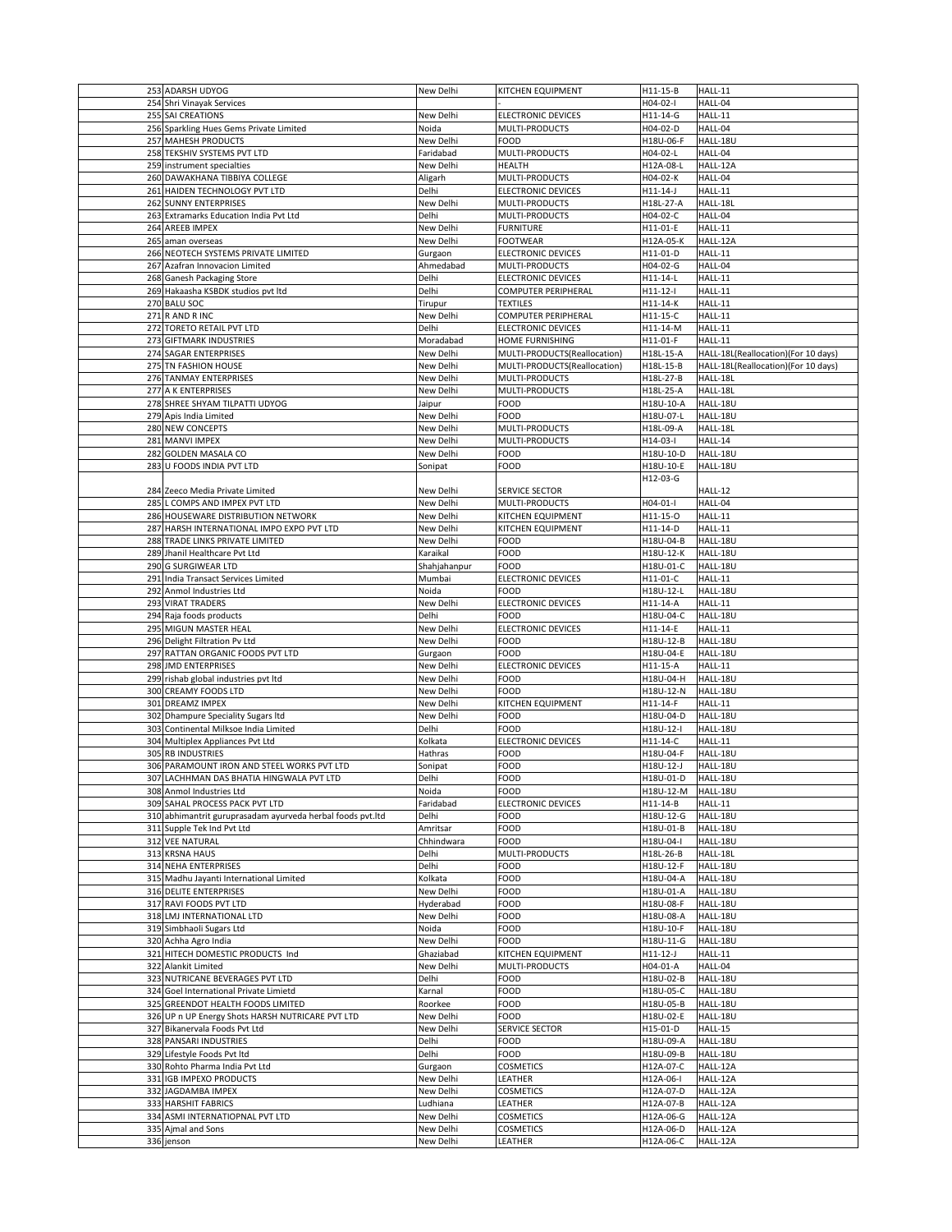| | | | | | |
|---|---|---|---|---|---|
| 253 | ADARSH UDYOG | New Delhi | KITCHEN EQUIPMENT | H11-15-B | HALL-11 |
| 254 | Shri Vinayak Services | | - | H04-02-I | HALL-04 |
| 255 | SAI CREATIONS | New Delhi | ELECTRONIC DEVICES | H11-14-G | HALL-11 |
| 256 | Sparkling Hues Gems Private Limited | Noida | MULTI-PRODUCTS | H04-02-D | HALL-04 |
| 257 | MAHESH PRODUCTS | New Delhi | FOOD | H18U-06-F | HALL-18U |
| 258 | TEKSHIV SYSTEMS PVT LTD | Faridabad | MULTI-PRODUCTS | H04-02-L | HALL-04 |
| 259 | instrument specialties | New Delhi | HEALTH | H12A-08-L | HALL-12A |
| 260 | DAWAKHANA TIBBIYA COLLEGE | Aligarh | MULTI-PRODUCTS | H04-02-K | HALL-04 |
| 261 | HAIDEN TECHNOLOGY PVT LTD | Delhi | ELECTRONIC DEVICES | H11-14-J | HALL-11 |
| 262 | SUNNY ENTERPRISES | New Delhi | MULTI-PRODUCTS | H18L-27-A | HALL-18L |
| 263 | Extramarks Education India Pvt Ltd | Delhi | MULTI-PRODUCTS | H04-02-C | HALL-04 |
| 264 | AREEB IMPEX | New Delhi | FURNITURE | H11-01-E | HALL-11 |
| 265 | aman overseas | New Delhi | FOOTWEAR | H12A-05-K | HALL-12A |
| 266 | NEOTECH SYSTEMS PRIVATE LIMITED | Gurgaon | ELECTRONIC DEVICES | H11-01-D | HALL-11 |
| 267 | Azafran Innovacion Limited | Ahmedabad | MULTI-PRODUCTS | H04-02-G | HALL-04 |
| 268 | Ganesh Packaging Store | Delhi | ELECTRONIC DEVICES | H11-14-L | HALL-11 |
| 269 | Hakaasha KSBDK studios pvt ltd | Delhi | COMPUTER PERIPHERAL | H11-12-I | HALL-11 |
| 270 | BALU SOC | Tirupur | TEXTILES | H11-14-K | HALL-11 |
| 271 | R AND R INC | New Delhi | COMPUTER PERIPHERAL | H11-15-C | HALL-11 |
| 272 | TORETO RETAIL PVT LTD | Delhi | ELECTRONIC DEVICES | H11-14-M | HALL-11 |
| 273 | GIFTMARK INDUSTRIES | Moradabad | HOME FURNISHING | H11-01-F | HALL-11 |
| 274 | SAGAR ENTERPRISES | New Delhi | MULTI-PRODUCTS(Reallocation) | H18L-15-A | HALL-18L(Reallocation)(For 10 days) |
| 275 | TN FASHION HOUSE | New Delhi | MULTI-PRODUCTS(Reallocation) | H18L-15-B | HALL-18L(Reallocation)(For 10 days) |
| 276 | TANMAY ENTERPRISES | New Delhi | MULTI-PRODUCTS | H18L-27-B | HALL-18L |
| 277 | A K ENTERPRISES | New Delhi | MULTI-PRODUCTS | H18L-25-A | HALL-18L |
| 278 | SHREE SHYAM TILPATTI UDYOG | Jaipur | FOOD | H18U-10-A | HALL-18U |
| 279 | Apis India Limited | New Delhi | FOOD | H18U-07-L | HALL-18U |
| 280 | NEW CONCEPTS | New Delhi | MULTI-PRODUCTS | H18L-09-A | HALL-18L |
| 281 | MANVI IMPEX | New Delhi | MULTI-PRODUCTS | H14-03-I | HALL-14 |
| 282 | GOLDEN MASALA CO | New Delhi | FOOD | H18U-10-D | HALL-18U |
| 283 | U FOODS INDIA PVT LTD | Sonipat | FOOD | H18U-10-E | HALL-18U |
| 284 | Zeeco Media Private Limited | New Delhi | SERVICE SECTOR | H12-03-G | HALL-12 |
| 285 | L COMPS AND IMPEX PVT LTD | New Delhi | MULTI-PRODUCTS | H04-01-I | HALL-04 |
| 286 | HOUSEWARE DISTRIBUTION NETWORK | New Delhi | KITCHEN EQUIPMENT | H11-15-O | HALL-11 |
| 287 | HARSH INTERNATIONAL IMPO EXPO PVT LTD | New Delhi | KITCHEN EQUIPMENT | H11-14-D | HALL-11 |
| 288 | TRADE LINKS PRIVATE LIMITED | New Delhi | FOOD | H18U-04-B | HALL-18U |
| 289 | Jhanil Healthcare Pvt Ltd | Karaikal | FOOD | H18U-12-K | HALL-18U |
| 290 | G SURGIWEAR LTD | Shahjahanpur | FOOD | H18U-01-C | HALL-18U |
| 291 | India Transact Services Limited | Mumbai | ELECTRONIC DEVICES | H11-01-C | HALL-11 |
| 292 | Anmol Industries Ltd | Noida | FOOD | H18U-12-L | HALL-18U |
| 293 | VIRAT TRADERS | New Delhi | ELECTRONIC DEVICES | H11-14-A | HALL-11 |
| 294 | Raja foods products | Delhi | FOOD | H18U-04-C | HALL-18U |
| 295 | MIGUN MASTER HEAL | New Delhi | ELECTRONIC DEVICES | H11-14-E | HALL-11 |
| 296 | Delight Filtration Pv Ltd | New Delhi | FOOD | H18U-12-B | HALL-18U |
| 297 | RATTAN ORGANIC FOODS PVT LTD | Gurgaon | FOOD | H18U-04-E | HALL-18U |
| 298 | JMD ENTERPRISES | New Delhi | ELECTRONIC DEVICES | H11-15-A | HALL-11 |
| 299 | rishab global industries pvt ltd | New Delhi | FOOD | H18U-04-H | HALL-18U |
| 300 | CREAMY FOODS LTD | New Delhi | FOOD | H18U-12-N | HALL-18U |
| 301 | DREAMZ IMPEX | New Delhi | KITCHEN EQUIPMENT | H11-14-F | HALL-11 |
| 302 | Dhampure Speciality Sugars ltd | New Delhi | FOOD | H18U-04-D | HALL-18U |
| 303 | Continental Milksoe India Limited | Delhi | FOOD | H18U-12-I | HALL-18U |
| 304 | Multiplex Appliances Pvt Ltd | Kolkata | ELECTRONIC DEVICES | H11-14-C | HALL-11 |
| 305 | RB INDUSTRIES | Hathras | FOOD | H18U-04-F | HALL-18U |
| 306 | PARAMOUNT IRON AND STEEL WORKS PVT LTD | Sonipat | FOOD | H18U-12-J | HALL-18U |
| 307 | LACHHMAN DAS BHATIA HINGWALA PVT LTD | Delhi | FOOD | H18U-01-D | HALL-18U |
| 308 | Anmol Industries Ltd | Noida | FOOD | H18U-12-M | HALL-18U |
| 309 | SAHAL PROCESS PACK PVT LTD | Faridabad | ELECTRONIC DEVICES | H11-14-B | HALL-11 |
| 310 | abhimantrit guruprasadam ayurveda herbal foods pvt.ltd | Delhi | FOOD | H18U-12-G | HALL-18U |
| 311 | Supple Tek Ind Pvt Ltd | Amritsar | FOOD | H18U-01-B | HALL-18U |
| 312 | VEE NATURAL | Chhindwara | FOOD | H18U-04-I | HALL-18U |
| 313 | KRSNA HAUS | Delhi | MULTI-PRODUCTS | H18L-26-B | HALL-18L |
| 314 | NEHA ENTERPRISES | Delhi | FOOD | H18U-12-F | HALL-18U |
| 315 | Madhu Jayanti International Limited | Kolkata | FOOD | H18U-04-A | HALL-18U |
| 316 | DELITE ENTERPRISES | New Delhi | FOOD | H18U-01-A | HALL-18U |
| 317 | RAVI FOODS PVT LTD | Hyderabad | FOOD | H18U-08-F | HALL-18U |
| 318 | LMJ INTERNATIONAL LTD | New Delhi | FOOD | H18U-08-A | HALL-18U |
| 319 | Simbhaoli Sugars Ltd | Noida | FOOD | H18U-10-F | HALL-18U |
| 320 | Achha Agro India | New Delhi | FOOD | H18U-11-G | HALL-18U |
| 321 | HITECH DOMESTIC PRODUCTS Ind | Ghaziabad | KITCHEN EQUIPMENT | H11-12-J | HALL-11 |
| 322 | Alankit Limited | New Delhi | MULTI-PRODUCTS | H04-01-A | HALL-04 |
| 323 | NUTRICANE BEVERAGES PVT LTD | Delhi | FOOD | H18U-02-B | HALL-18U |
| 324 | Goel International Private Limietd | Karnal | FOOD | H18U-05-C | HALL-18U |
| 325 | GREENDOT HEALTH FOODS LIMITED | Roorkee | FOOD | H18U-05-B | HALL-18U |
| 326 | UP n UP Energy Shots HARSH NUTRICARE PVT LTD | New Delhi | FOOD | H18U-02-E | HALL-18U |
| 327 | Bikanervala Foods Pvt Ltd | New Delhi | SERVICE SECTOR | H15-01-D | HALL-15 |
| 328 | PANSARI INDUSTRIES | Delhi | FOOD | H18U-09-A | HALL-18U |
| 329 | Lifestyle Foods Pvt ltd | Delhi | FOOD | H18U-09-B | HALL-18U |
| 330 | Rohto Pharma India Pvt Ltd | Gurgaon | COSMETICS | H12A-07-C | HALL-12A |
| 331 | IGB IMPEXO PRODUCTS | New Delhi | LEATHER | H12A-06-I | HALL-12A |
| 332 | JAGDAMBA IMPEX | New Delhi | COSMETICS | H12A-07-D | HALL-12A |
| 333 | HARSHIT FABRICS | Ludhiana | LEATHER | H12A-07-B | HALL-12A |
| 334 | ASMI INTERNATIOPNAL PVT LTD | New Delhi | COSMETICS | H12A-06-G | HALL-12A |
| 335 | Ajmal and Sons | New Delhi | COSMETICS | H12A-06-D | HALL-12A |
| 336 | jenson | New Delhi | LEATHER | H12A-06-C | HALL-12A |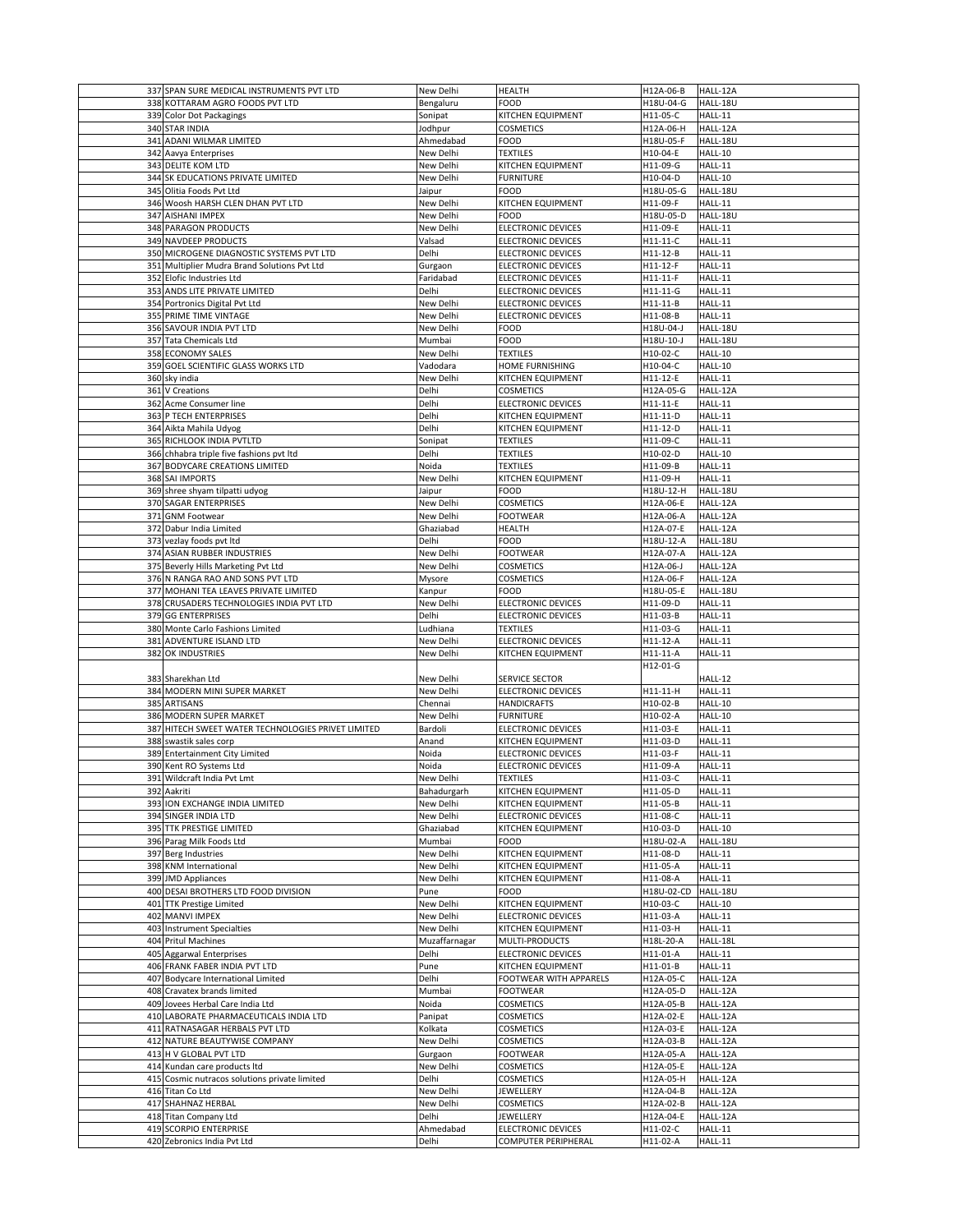| | | | | |
|---|---|---|---|---|
| 337 | SPAN SURE MEDICAL INSTRUMENTS PVT LTD | New Delhi | HEALTH | H12A-06-B | HALL-12A |
| 338 | KOTTARAM AGRO FOODS PVT LTD | Bengaluru | FOOD | H18U-04-G | HALL-18U |
| 339 | Color Dot Packagings | Sonipat | KITCHEN EQUIPMENT | H11-05-C | HALL-11 |
| 340 | STAR INDIA | Jodhpur | COSMETICS | H12A-06-H | HALL-12A |
| 341 | ADANI WILMAR LIMITED | Ahmedabad | FOOD | H18U-05-F | HALL-18U |
| 342 | Aavya Enterprises | New Delhi | TEXTILES | H10-04-E | HALL-10 |
| 343 | DELITE KOM LTD | New Delhi | KITCHEN EQUIPMENT | H11-09-G | HALL-11 |
| 344 | SK EDUCATIONS PRIVATE LIMITED | New Delhi | FURNITURE | H10-04-D | HALL-10 |
| 345 | Olitia Foods Pvt Ltd | Jaipur | FOOD | H18U-05-G | HALL-18U |
| 346 | Woosh HARSH CLEN DHAN PVT LTD | New Delhi | KITCHEN EQUIPMENT | H11-09-F | HALL-11 |
| 347 | AISHANI IMPEX | New Delhi | FOOD | H18U-05-D | HALL-18U |
| 348 | PARAGON PRODUCTS | New Delhi | ELECTRONIC DEVICES | H11-09-E | HALL-11 |
| 349 | NAVDEEP PRODUCTS | Valsad | ELECTRONIC DEVICES | H11-11-C | HALL-11 |
| 350 | MICROGENE DIAGNOSTIC SYSTEMS PVT LTD | Delhi | ELECTRONIC DEVICES | H11-12-B | HALL-11 |
| 351 | Multiplier Mudra Brand Solutions Pvt Ltd | Gurgaon | ELECTRONIC DEVICES | H11-12-F | HALL-11 |
| 352 | Elofic Industries Ltd | Faridabad | ELECTRONIC DEVICES | H11-11-F | HALL-11 |
| 353 | ANDS LITE PRIVATE LIMITED | Delhi | ELECTRONIC DEVICES | H11-11-G | HALL-11 |
| 354 | Portronics Digital Pvt Ltd | New Delhi | ELECTRONIC DEVICES | H11-11-B | HALL-11 |
| 355 | PRIME TIME VINTAGE | New Delhi | ELECTRONIC DEVICES | H11-08-B | HALL-11 |
| 356 | SAVOUR INDIA PVT LTD | New Delhi | FOOD | H18U-04-J | HALL-18U |
| 357 | Tata Chemicals Ltd | Mumbai | FOOD | H18U-10-J | HALL-18U |
| 358 | ECONOMY SALES | New Delhi | TEXTILES | H10-02-C | HALL-10 |
| 359 | GOEL SCIENTIFIC GLASS WORKS LTD | Vadodara | HOME FURNISHING | H10-04-C | HALL-10 |
| 360 | sky india | New Delhi | KITCHEN EQUIPMENT | H11-12-E | HALL-11 |
| 361 | V Creations | Delhi | COSMETICS | H12A-05-G | HALL-12A |
| 362 | Acme Consumer line | Delhi | ELECTRONIC DEVICES | H11-11-E | HALL-11 |
| 363 | P TECH ENTERPRISES | Delhi | KITCHEN EQUIPMENT | H11-11-D | HALL-11 |
| 364 | Aikta Mahila Udyog | Delhi | KITCHEN EQUIPMENT | H11-12-D | HALL-11 |
| 365 | RICHLOOK INDIA PVTLTD | Sonipat | TEXTILES | H11-09-C | HALL-11 |
| 366 | chhabra triple five fashions pvt ltd | Delhi | TEXTILES | H10-02-D | HALL-10 |
| 367 | BODYCARE CREATIONS LIMITED | Noida | TEXTILES | H11-09-B | HALL-11 |
| 368 | SAI IMPORTS | New Delhi | KITCHEN EQUIPMENT | H11-09-H | HALL-11 |
| 369 | shree shyam tilpatti udyog | Jaipur | FOOD | H18U-12-H | HALL-18U |
| 370 | SAGAR ENTERPRISES | New Delhi | COSMETICS | H12A-06-E | HALL-12A |
| 371 | GNM Footwear | New Delhi | FOOTWEAR | H12A-06-A | HALL-12A |
| 372 | Dabur India Limited | Ghaziabad | HEALTH | H12A-07-E | HALL-12A |
| 373 | vezlay foods pvt ltd | Delhi | FOOD | H18U-12-A | HALL-18U |
| 374 | ASIAN RUBBER INDUSTRIES | New Delhi | FOOTWEAR | H12A-07-A | HALL-12A |
| 375 | Beverly Hills Marketing Pvt Ltd | New Delhi | COSMETICS | H12A-06-J | HALL-12A |
| 376 | N RANGA RAO AND SONS PVT LTD | Mysore | COSMETICS | H12A-06-F | HALL-12A |
| 377 | MOHANI TEA LEAVES PRIVATE LIMITED | Kanpur | FOOD | H18U-05-E | HALL-18U |
| 378 | CRUSADERS TECHNOLOGIES INDIA PVT LTD | New Delhi | ELECTRONIC DEVICES | H11-09-D | HALL-11 |
| 379 | GG ENTERPRISES | Delhi | ELECTRONIC DEVICES | H11-03-B | HALL-11 |
| 380 | Monte Carlo Fashions Limited | Ludhiana | TEXTILES | H11-03-G | HALL-11 |
| 381 | ADVENTURE ISLAND LTD | New Delhi | ELECTRONIC DEVICES | H11-12-A | HALL-11 |
| 382 | OK INDUSTRIES | New Delhi | KITCHEN EQUIPMENT | H11-11-A | HALL-11 |
| 383 | Sharekhan Ltd | New Delhi | SERVICE SECTOR | H12-01-G | HALL-12 |
| 384 | MODERN MINI SUPER MARKET | New Delhi | ELECTRONIC DEVICES | H11-11-H | HALL-11 |
| 385 | ARTISANS | Chennai | HANDICRAFTS | H10-02-B | HALL-10 |
| 386 | MODERN SUPER MARKET | New Delhi | FURNITURE | H10-02-A | HALL-10 |
| 387 | HITECH SWEET WATER TECHNOLOGIES PRIVET LIMITED | Bardoli | ELECTRONIC DEVICES | H11-03-E | HALL-11 |
| 388 | swastik sales corp | Anand | KITCHEN EQUIPMENT | H11-03-D | HALL-11 |
| 389 | Entertainment City Limited | Noida | ELECTRONIC DEVICES | H11-03-F | HALL-11 |
| 390 | Kent RO Systems Ltd | Noida | ELECTRONIC DEVICES | H11-09-A | HALL-11 |
| 391 | Wildcraft India Pvt Lmt | New Delhi | TEXTILES | H11-03-C | HALL-11 |
| 392 | Aakriti | Bahadurgarh | KITCHEN EQUIPMENT | H11-05-D | HALL-11 |
| 393 | ION EXCHANGE INDIA LIMITED | New Delhi | KITCHEN EQUIPMENT | H11-05-B | HALL-11 |
| 394 | SINGER INDIA LTD | New Delhi | ELECTRONIC DEVICES | H11-08-C | HALL-11 |
| 395 | TTK PRESTIGE LIMITED | Ghaziabad | KITCHEN EQUIPMENT | H10-03-D | HALL-10 |
| 396 | Parag Milk Foods Ltd | Mumbai | FOOD | H18U-02-A | HALL-18U |
| 397 | Berg Industries | New Delhi | KITCHEN EQUIPMENT | H11-08-D | HALL-11 |
| 398 | KNM International | New Delhi | KITCHEN EQUIPMENT | H11-05-A | HALL-11 |
| 399 | JMD Appliances | New Delhi | KITCHEN EQUIPMENT | H11-08-A | HALL-11 |
| 400 | DESAI BROTHERS LTD FOOD DIVISION | Pune | FOOD | H18U-02-CD | HALL-18U |
| 401 | TTK Prestige Limited | New Delhi | KITCHEN EQUIPMENT | H10-03-C | HALL-10 |
| 402 | MANVI IMPEX | New Delhi | ELECTRONIC DEVICES | H11-03-A | HALL-11 |
| 403 | Instrument Specialties | New Delhi | KITCHEN EQUIPMENT | H11-03-H | HALL-11 |
| 404 | Pritul Machines | Muzaffarnagar | MULTI-PRODUCTS | H18L-20-A | HALL-18L |
| 405 | Aggarwal Enterprises | Delhi | ELECTRONIC DEVICES | H11-01-A | HALL-11 |
| 406 | FRANK FABER INDIA PVT LTD | Pune | KITCHEN EQUIPMENT | H11-01-B | HALL-11 |
| 407 | Bodycare International Limited | Delhi | FOOTWEAR WITH APPARELS | H12A-05-C | HALL-12A |
| 408 | Cravatex brands limited | Mumbai | FOOTWEAR | H12A-05-D | HALL-12A |
| 409 | Jovees Herbal Care India Ltd | Noida | COSMETICS | H12A-05-B | HALL-12A |
| 410 | LABORATE PHARMACEUTICALS INDIA LTD | Panipat | COSMETICS | H12A-02-E | HALL-12A |
| 411 | RATNASAGAR HERBALS PVT LTD | Kolkata | COSMETICS | H12A-03-E | HALL-12A |
| 412 | NATURE BEAUTYWISE COMPANY | New Delhi | COSMETICS | H12A-03-B | HALL-12A |
| 413 | H V GLOBAL PVT LTD | Gurgaon | FOOTWEAR | H12A-05-A | HALL-12A |
| 414 | Kundan care products ltd | New Delhi | COSMETICS | H12A-05-E | HALL-12A |
| 415 | Cosmic nutracos solutions private limited | Delhi | COSMETICS | H12A-05-H | HALL-12A |
| 416 | Titan Co Ltd | New Delhi | JEWELLERY | H12A-04-B | HALL-12A |
| 417 | SHAHNAZ HERBAL | New Delhi | COSMETICS | H12A-02-B | HALL-12A |
| 418 | Titan Company Ltd | Delhi | JEWELLERY | H12A-04-E | HALL-12A |
| 419 | SCORPIO ENTERPRISE | Ahmedabad | ELECTRONIC DEVICES | H11-02-C | HALL-11 |
| 420 | Zebronics India Pvt Ltd | Delhi | COMPUTER PERIPHERAL | H11-02-A | HALL-11 |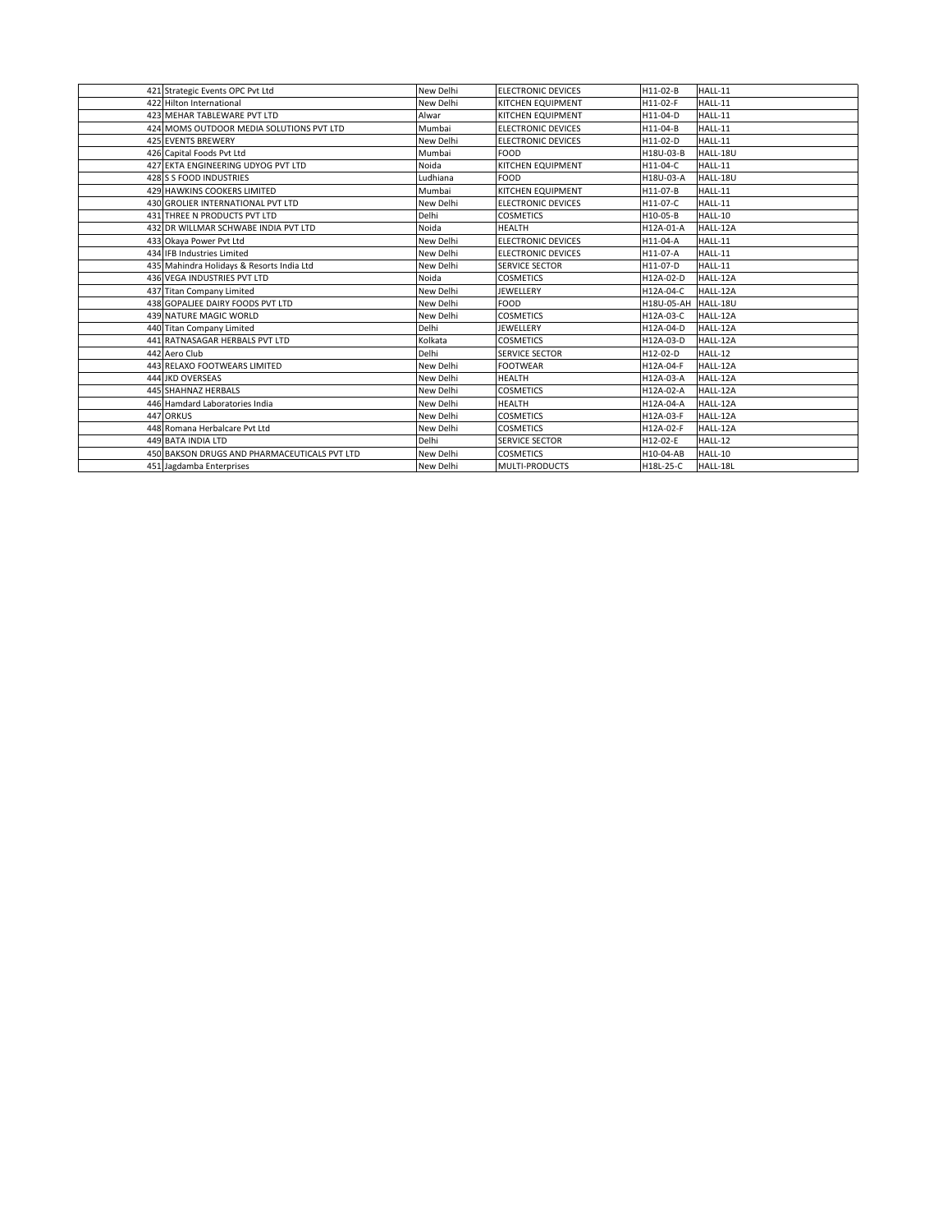| | | | | | |
|---|---|---|---|---|---|
| 421 | Strategic Events OPC Pvt Ltd | New Delhi | ELECTRONIC DEVICES | H11-02-B | HALL-11 |
| 422 | Hilton International | New Delhi | KITCHEN EQUIPMENT | H11-02-F | HALL-11 |
| 423 | MEHAR TABLEWARE PVT LTD | Alwar | KITCHEN EQUIPMENT | H11-04-D | HALL-11 |
| 424 | MOMS OUTDOOR MEDIA SOLUTIONS PVT LTD | Mumbai | ELECTRONIC DEVICES | H11-04-B | HALL-11 |
| 425 | EVENTS BREWERY | New Delhi | ELECTRONIC DEVICES | H11-02-D | HALL-11 |
| 426 | Capital Foods Pvt Ltd | Mumbai | FOOD | H18U-03-B | HALL-18U |
| 427 | EKTA ENGINEERING UDYOG PVT LTD | Noida | KITCHEN EQUIPMENT | H11-04-C | HALL-11 |
| 428 | S S FOOD INDUSTRIES | Ludhiana | FOOD | H18U-03-A | HALL-18U |
| 429 | HAWKINS COOKERS LIMITED | Mumbai | KITCHEN EQUIPMENT | H11-07-B | HALL-11 |
| 430 | GROLIER INTERNATIONAL PVT LTD | New Delhi | ELECTRONIC DEVICES | H11-07-C | HALL-11 |
| 431 | THREE N PRODUCTS PVT LTD | Delhi | COSMETICS | H10-05-B | HALL-10 |
| 432 | DR WILLMAR SCHWABE INDIA PVT LTD | Noida | HEALTH | H12A-01-A | HALL-12A |
| 433 | Okaya Power Pvt Ltd | New Delhi | ELECTRONIC DEVICES | H11-04-A | HALL-11 |
| 434 | IFB Industries Limited | New Delhi | ELECTRONIC DEVICES | H11-07-A | HALL-11 |
| 435 | Mahindra Holidays & Resorts India Ltd | New Delhi | SERVICE SECTOR | H11-07-D | HALL-11 |
| 436 | VEGA INDUSTRIES PVT LTD | Noida | COSMETICS | H12A-02-D | HALL-12A |
| 437 | Titan Company Limited | New Delhi | JEWELLERY | H12A-04-C | HALL-12A |
| 438 | GOPALJEE DAIRY FOODS PVT LTD | New Delhi | FOOD | H18U-05-AH | HALL-18U |
| 439 | NATURE MAGIC WORLD | New Delhi | COSMETICS | H12A-03-C | HALL-12A |
| 440 | Titan Company Limited | Delhi | JEWELLERY | H12A-04-D | HALL-12A |
| 441 | RATNASAGAR HERBALS PVT LTD | Kolkata | COSMETICS | H12A-03-D | HALL-12A |
| 442 | Aero Club | Delhi | SERVICE SECTOR | H12-02-D | HALL-12 |
| 443 | RELAXO FOOTWEARS LIMITED | New Delhi | FOOTWEAR | H12A-04-F | HALL-12A |
| 444 | JKD OVERSEAS | New Delhi | HEALTH | H12A-03-A | HALL-12A |
| 445 | SHAHNAZ HERBALS | New Delhi | COSMETICS | H12A-02-A | HALL-12A |
| 446 | Hamdard Laboratories India | New Delhi | HEALTH | H12A-04-A | HALL-12A |
| 447 | ORKUS | New Delhi | COSMETICS | H12A-03-F | HALL-12A |
| 448 | Romana Herbalcare Pvt Ltd | New Delhi | COSMETICS | H12A-02-F | HALL-12A |
| 449 | BATA INDIA LTD | Delhi | SERVICE SECTOR | H12-02-E | HALL-12 |
| 450 | BAKSON DRUGS AND PHARMACEUTICALS PVT LTD | New Delhi | COSMETICS | H10-04-AB | HALL-10 |
| 451 | Jagdamba Enterprises | New Delhi | MULTI-PRODUCTS | H18L-25-C | HALL-18L |